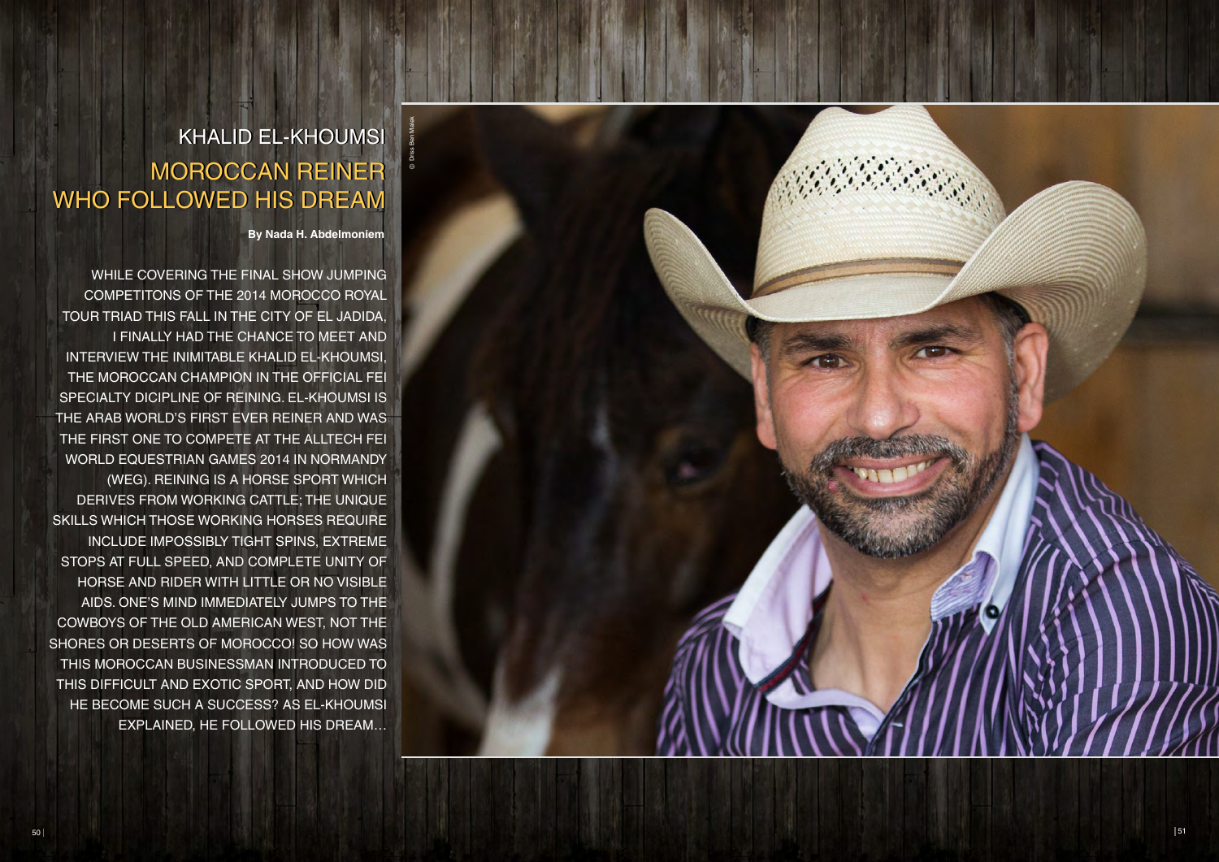# KHALID EL-KHOUMSI

## MOROCCAN REINER WHO FOLLOWED HIS DREAM

**By Nada H. Abdelmoniem**

WHILE COVERING THE FINAL SHOW JUMPING COMPETITONS OF THE 2014 MOROCCO ROYAL TOUR TRIAD THIS FALL IN THE CITY OF EL JADIDA, I FINALLY HAD THE CHANCE TO MEET AND INTERVIEW THE INIMITABLE KHALID EL-KHOUMSI, THE MOROCCAN CHAMPION IN THE OFFICIAL FEI SPECIALTY DICIPLINE OF REINING. EL-KHOUMSI IS THE ARAB WORLD'S FIRST EVER REINER AND WAS THE FIRST ONE TO COMPETE AT THE ALLTECH FEI WORLD EQUESTRIAN GAMES 2014 IN NORMANDY (WEG). REINING IS A HORSE SPORT WHICH DERIVES FROM WORKING CATTLE; THE UNIQUE SKILLS WHICH THOSE WORKING HORSES REQUIRE INCLUDE IMPOSSIBLY TIGHT SPINS, EXTREME STOPS AT FULL SPEED, AND COMPLETE UNITY OF HORSE AND RIDER WITH LITTLE OR NO VISIBLE AIDS. ONE'S MIND IMMEDIATELY JUMPS TO THE COWBOYS OF THE OLD AMERICAN WEST, NOT THE SHORES OR DESERTS OF MOROCCO! SO HOW WAS THIS MOROCCAN BUSINESSMAN INTRODUCED TO THIS DIFFICULT AND EXOTIC SPORT, AND HOW DID HE BECOME SUCH A SUCCESS? AS EL-KHOUMSI EXPLAINED, HE FOLLOWED HIS DREAM…

© Driss Ben Malek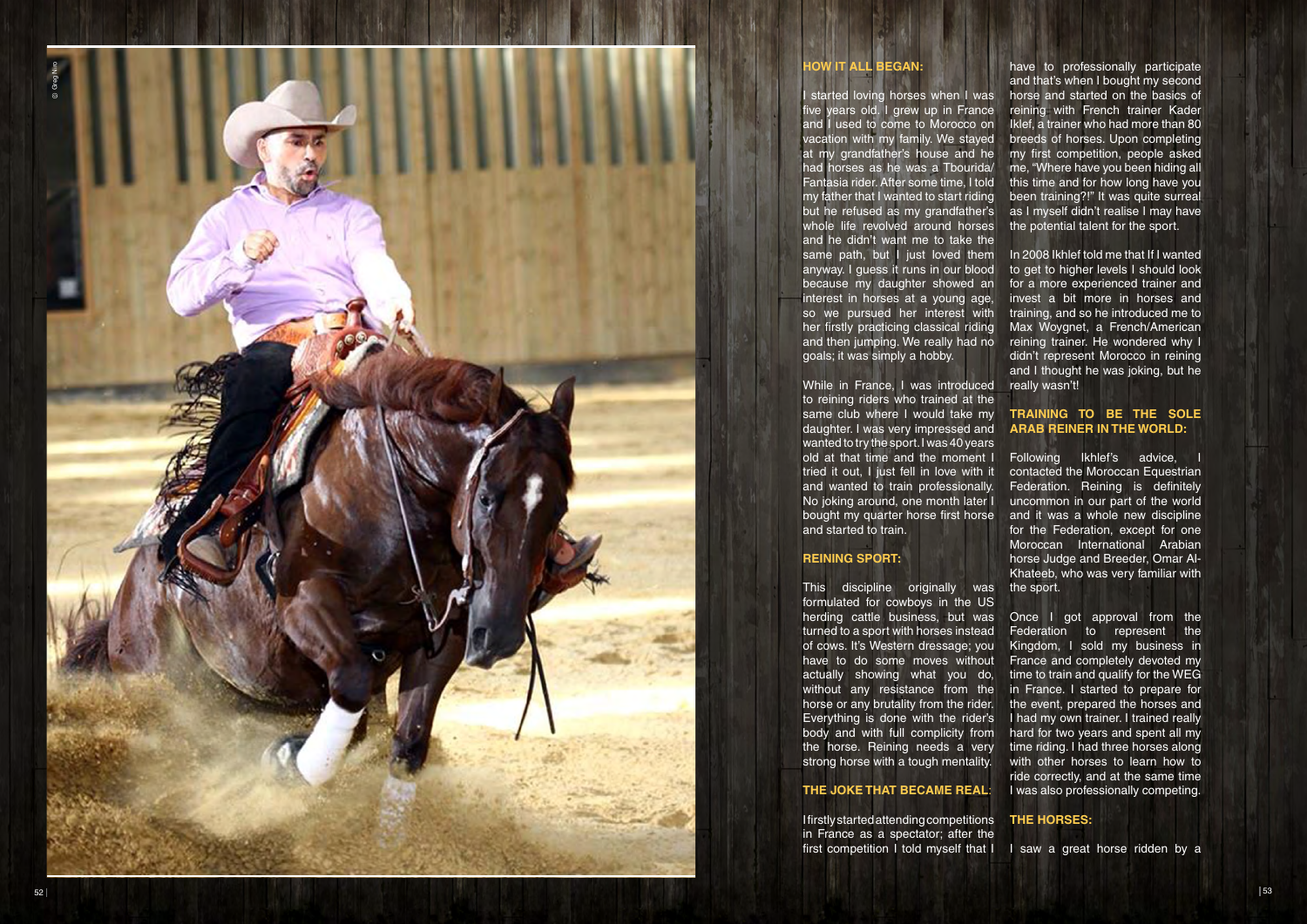## HOW IT ALL BEGAN:

I started loving horses when I was five years old. I grew up in France and I used to come to Morocco on vacation with my family. We stayed at my grandfather's house and he had horses as he was a Tbourida/ Fantasia rider. After some time, I told my father that I wanted to start riding but he refused as my grandfather's whole life revolved around horses and he didn't want me to take the same path, but I just loved them anyway. I guess it runs in our blood because my daughter showed an interest in horses at a young age, so we pursued her interest with her firstly practicing classical riding and then jumping. We really had no goals; it was simply a hobby.

While in France, I was introduced to reining riders who trained at the same club where I would take my daughter. I was very impressed and wanted to try the sport. I was 40 years old at that time and the moment I tried it out, I just fell in love with it and wanted to train professionally. No joking around, one month later I bought my quarter horse first horse and started to train.

## REINING SPORT:

This discipline originally was formulated for cowboys in the US herding cattle business, but was turned to a sport with horses instead of cows. It's Western dressage; you have to do some moves without actually showing what you do, without any resistance from the horse or any brutality from the rider. Everything is done with the rider's body and with full complicity from the horse. Reining needs a very strong horse with a tough mentality.

## THE JOKE THAT BECAME REAL:

I firstly started attending competitions in France as a spectator; after the first competition I told myself that I have to professionally participate and that's when I bought my second horse and started on the basics of reining with French trainer Kader Iklef, a trainer who had more than 80 breeds of horses. Upon completing my first competition, people asked me, "Where have you been hiding all this time and for how long have you been training?!" It was quite surreal as I myself didn't realise I may have the potential talent for the sport.

In 2008 Ikhlef told me that If I wanted to get to higher levels I should look for a more experienced trainer and invest a bit more in horses and training, and so he introduced me to Max Woygnet, a French/American reining trainer. He wondered why I didn't represent Morocco in reining and I thought he was joking, but he really wasn't!

## TRAINING TO BE THE SOLE ARAB REINER IN THE WORLD:

Following Ikhlef's advice, I contacted the Moroccan Equestrian Federation. Reining is definitely uncommon in our part of the world and it was a whole new discipline for the Federation, except for one Moroccan International Arabian horse Judge and Breeder, Omar Al-Khateeb, who was very familiar with the sport.

Once I got approval from the Federation to represent the Kingdom, I sold my business in France and completely devoted my time to train and qualify for the WEG in France. I started to prepare for the event, prepared the horses and I had my own trainer. I trained really hard for two years and spent all my time riding. I had three horses along with other horses to learn how to ride correctly, and at the same time I was also professionally competing.

## THE HORSES:

I saw a great horse ridden by a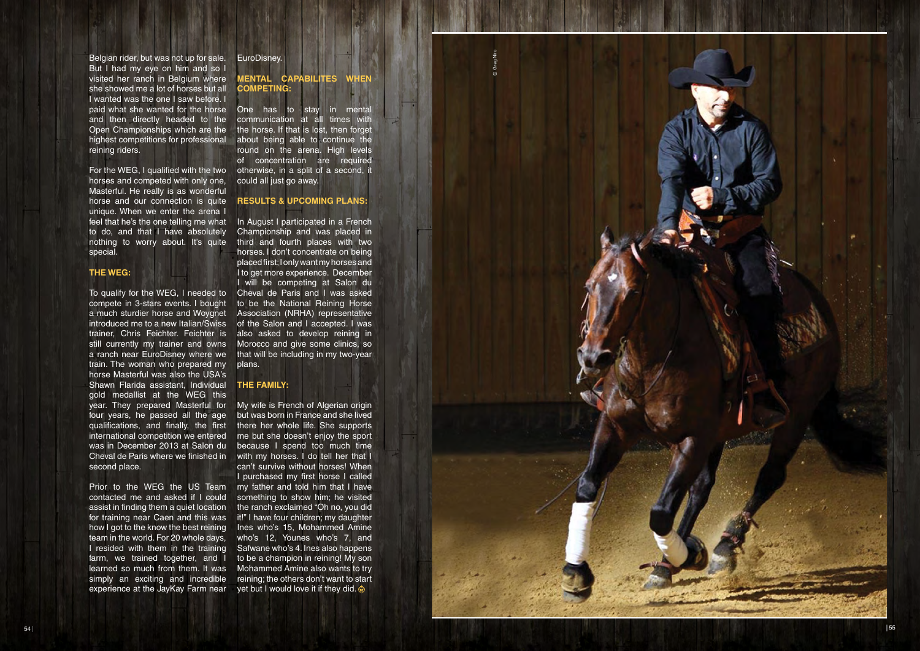Belgian rider, but was not up for sale. But I had my eye on him and so I visited her ranch in Belgium where she showed me a lot of horses but all I wanted was the one I saw before. I paid what she wanted for the horse and then directly headed to the Open Championships which are the highest competitions for professional reining riders.

For the WEG, I qualified with the two horses and competed with only one, Masterful. He really is as wonderful horse and our connection is quite unique. When we enter the arena I feel that he's the one telling me what to do, and that I have absolutely nothing to worry about. It's quite special.

### THE WEG:

To qualify for the WEG, I needed to compete in 3-stars events. I bought a much sturdier horse and Woygnet introduced me to a new Italian/Swiss trainer, Chris Feichter. Feichter is still currently my trainer and owns a ranch near EuroDisney where we train. The woman who prepared my horse Masterful was also the USA's Shawn Flarida assistant, Individual gold medallist at the WEG this year. They prepared Masterful for four years, he passed all the age qualifications, and finally, the first international competition we entered was in December 2013 at Salon du Cheval de Paris where we finished in second place.

Prior to the WEG the US Team contacted me and asked if I could assist in finding them a quiet location for training near Caen and this was how I got to the know the best reining team in the world. For 20 whole days, I resided with them in the training farm, we trained together, and I learned so much from them. It was simply an exciting and incredible experience at the JayKay Farm near EuroDisney.

### MENTAL CAPABILITES WHEN COMPETING:

One has to stay in mental communication at all times with the horse. If that is lost, then forget about being able to continue the round on the arena. High levels of concentration are required otherwise, in a split of a second, it could all just go away.

### RESULTS & UPCOMING PLANS:

In August I participated in a French Championship and was placed in third and fourth places with two horses. I don't concentrate on being placed first; I only want my horses and I to get more experience. December I will be competing at Salon du Cheval de Paris and I was asked to be the National Reining Horse Association (NRHA) representative of the Salon and I accepted. I was also asked to develop reining in Morocco and give some clinics, so that will be including in my two-year plans.

### THE FAMILY:

My wife is French of Algerian origin but was born in France and she lived there her whole life. She supports me but she doesn't enjoy the sport because I spend too much time with my horses. I do tell her that I can't survive without horses! When I purchased my first horse I called my father and told him that I have something to show him; he visited the ranch exclaimed "Oh no, you did it!" I have four children; my daughter Ines who's 15, Mohammed Amine who's 12, Younes who's 7, and Safwane who's 4. Ines also happens to be a champion in reining! My son Mohammed Amine also wants to try reining; the others don't want to start yet but I would love it if they did.

© Greg Niro